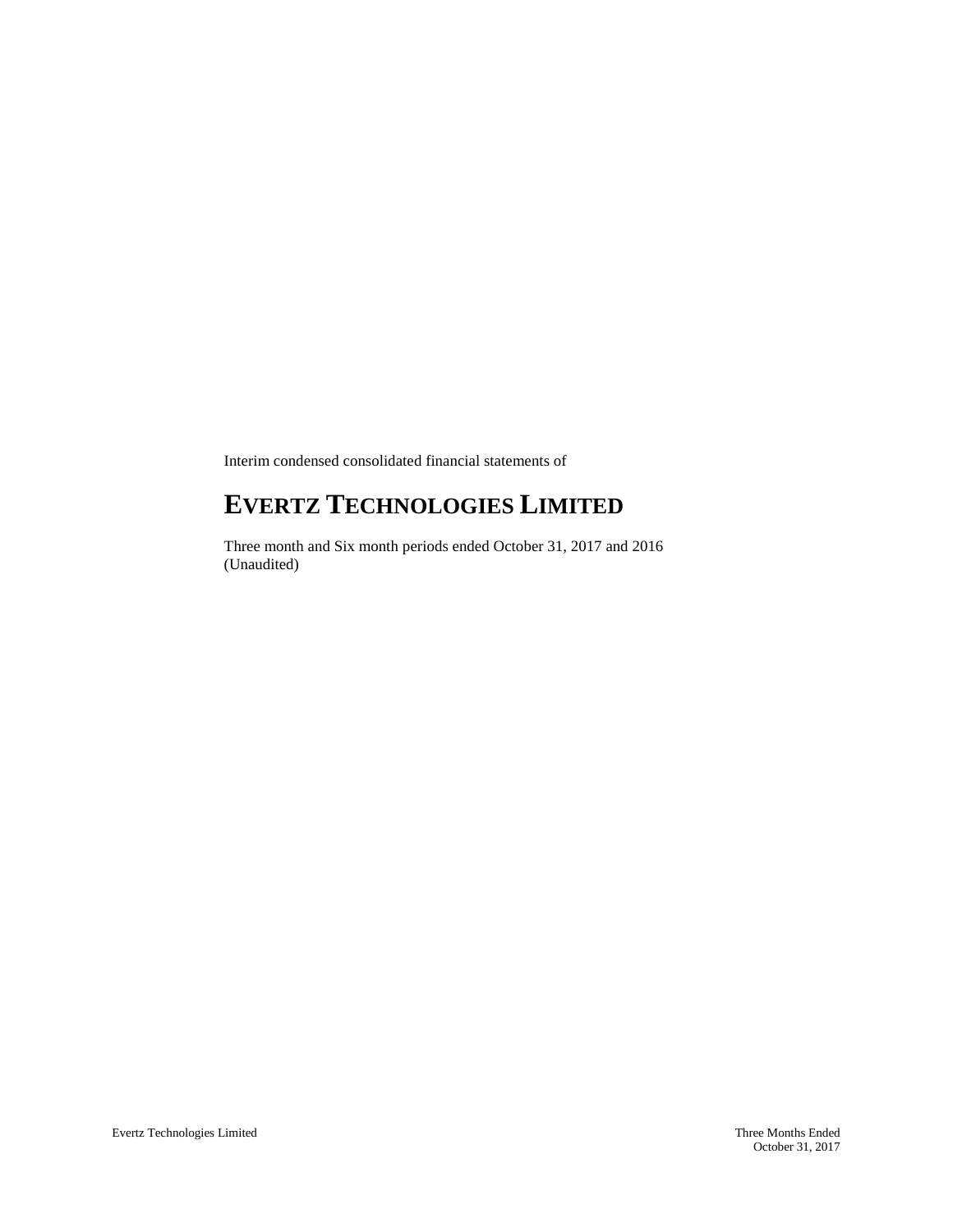Interim condensed consolidated financial statements of

# EVERTZ TECHNOLOGIES LIMITED

Three month and Six month periods ended October 31, 2017 and 2016
(Unaudited)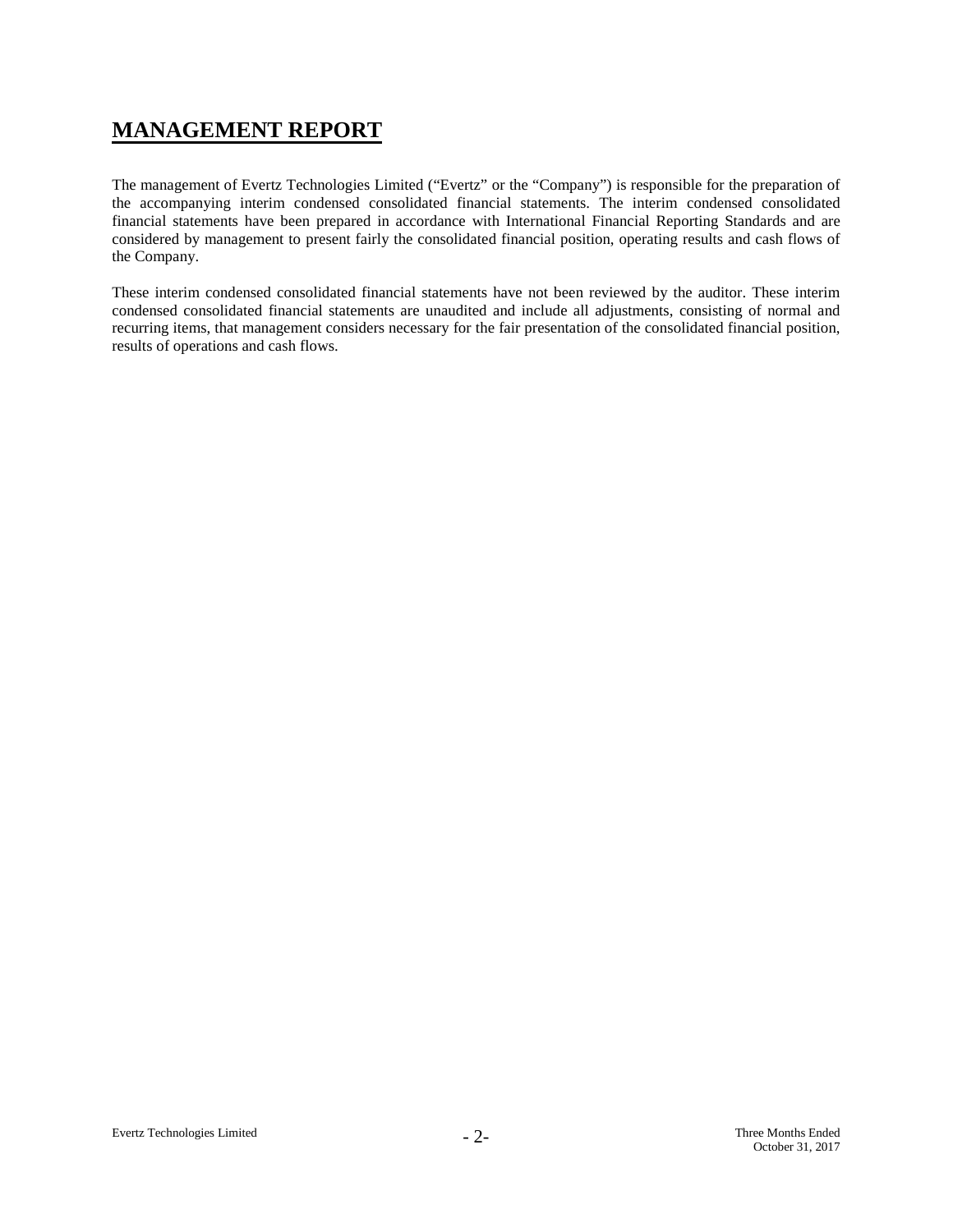# MANAGEMENT REPORT

The management of Evertz Technologies Limited ("Evertz" or the "Company") is responsible for the preparation of the accompanying interim condensed consolidated financial statements. The interim condensed consolidated financial statements have been prepared in accordance with International Financial Reporting Standards and are considered by management to present fairly the consolidated financial position, operating results and cash flows of the Company.

These interim condensed consolidated financial statements have not been reviewed by the auditor. These interim condensed consolidated financial statements are unaudited and include all adjustments, consisting of normal and recurring items, that management considers necessary for the fair presentation of the consolidated financial position, results of operations and cash flows.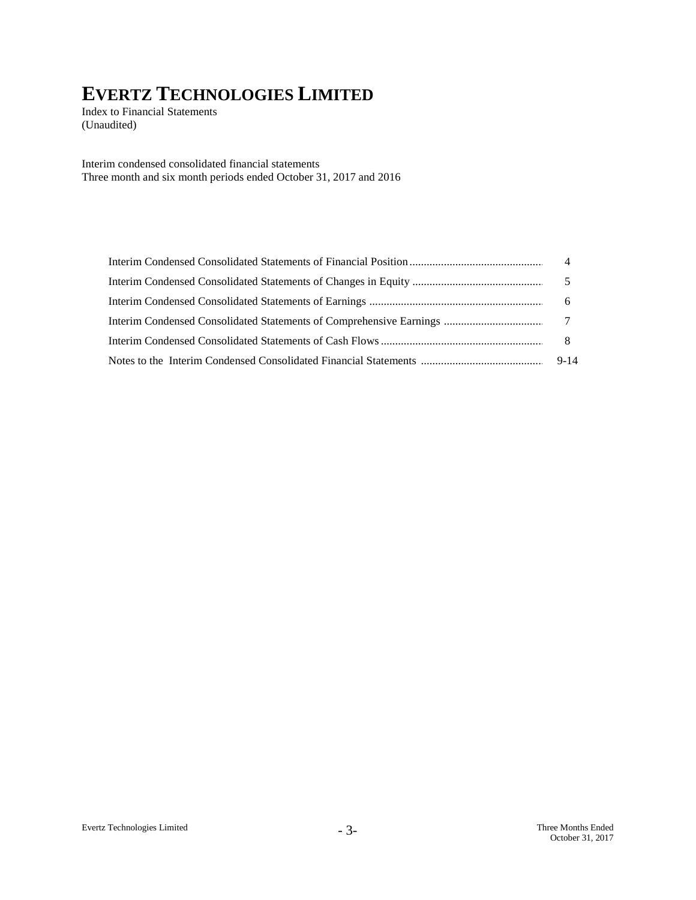# EVERTZ TECHNOLOGIES LIMITED

Index to Financial Statements
(Unaudited)

Interim condensed consolidated financial statements
Three month and six month periods ended October 31, 2017 and 2016

| | |
|---|---|
| Interim Condensed Consolidated Statements of Financial Position | 4 |
| Interim Condensed Consolidated Statements of Changes in Equity | 5 |
| Interim Condensed Consolidated Statements of Earnings | 6 |
| Interim Condensed Consolidated Statements of Comprehensive Earnings | 7 |
| Interim Condensed Consolidated Statements of Cash Flows | 8 |
| Notes to the Interim Condensed Consolidated Financial Statements | 9-14 |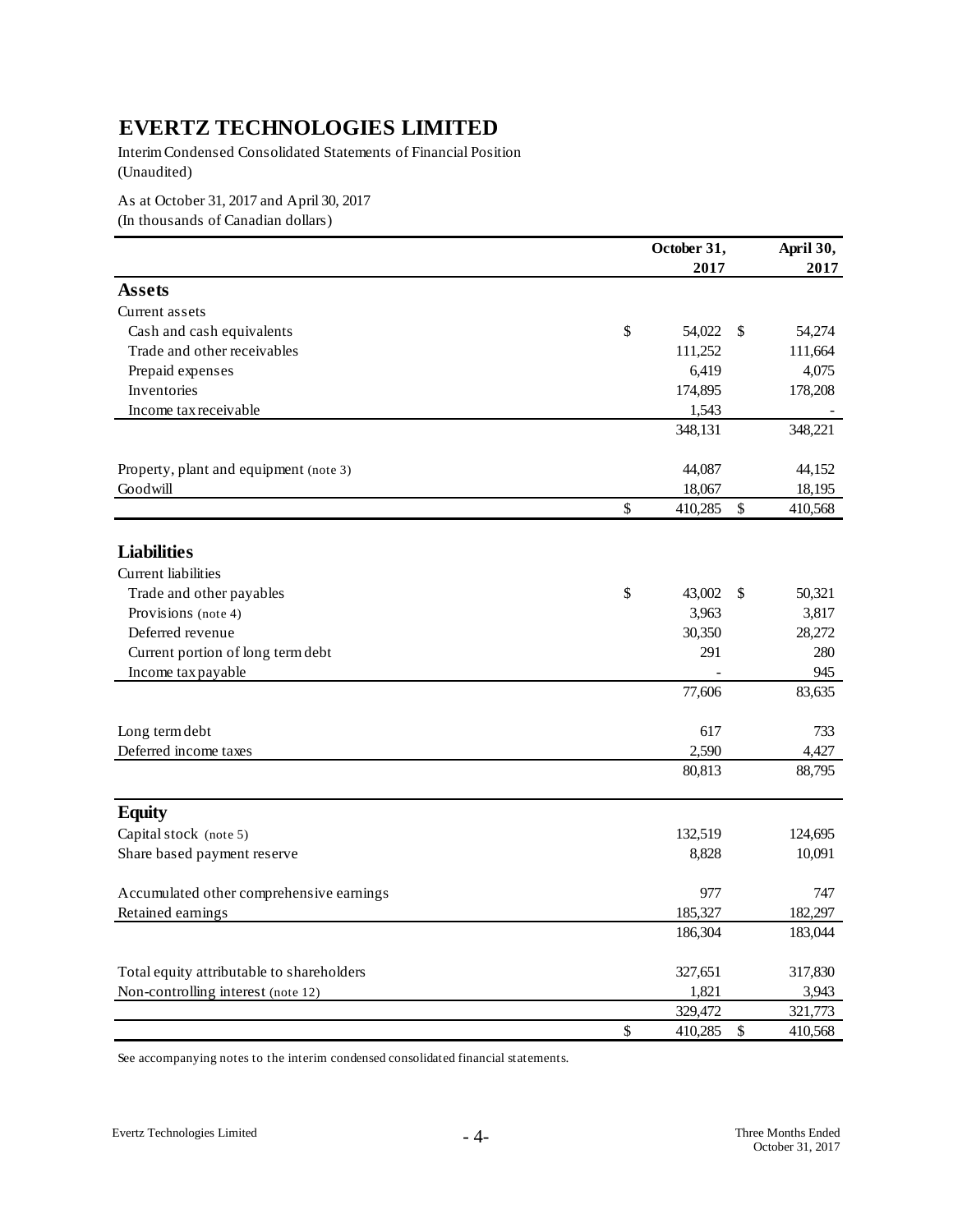# EVERTZ TECHNOLOGIES LIMITED

Interim Condensed Consolidated Statements of Financial Position
(Unaudited)

As at October 31, 2017 and April 30, 2017
(In thousands of Canadian dollars)

| | October 31, 2017 | April 30, 2017 |
|---|---|---|
| **Assets** | | |
| Current assets | | |
| Cash and cash equivalents | $ 54,022 | $ 54,274 |
| Trade and other receivables | 111,252 | 111,664 |
| Prepaid expenses | 6,419 | 4,075 |
| Inventories | 174,895 | 178,208 |
| Income tax receivable | 1,543 | - |
| | 348,131 | 348,221 |
| Property, plant and equipment (note 3) | 44,087 | 44,152 |
| Goodwill | 18,067 | 18,195 |
| | $ 410,285 | $ 410,568 |
| **Liabilities** | | |
| Current liabilities | | |
| Trade and other payables | $ 43,002 | $ 50,321 |
| Provisions (note 4) | 3,963 | 3,817 |
| Deferred revenue | 30,350 | 28,272 |
| Current portion of long term debt | 291 | 280 |
| Income tax payable | - | 945 |
| | 77,606 | 83,635 |
| Long term debt | 617 | 733 |
| Deferred income taxes | 2,590 | 4,427 |
| | 80,813 | 88,795 |
| **Equity** | | |
| Capital stock (note 5) | 132,519 | 124,695 |
| Share based payment reserve | 8,828 | 10,091 |
| Accumulated other comprehensive earnings | 977 | 747 |
| Retained earnings | 185,327 | 182,297 |
| | 186,304 | 183,044 |
| Total equity attributable to shareholders | 327,651 | 317,830 |
| Non-controlling interest (note 12) | 1,821 | 3,943 |
| | 329,472 | 321,773 |
| | $ 410,285 | $ 410,568 |

See accompanying notes to the interim condensed consolidated financial statements.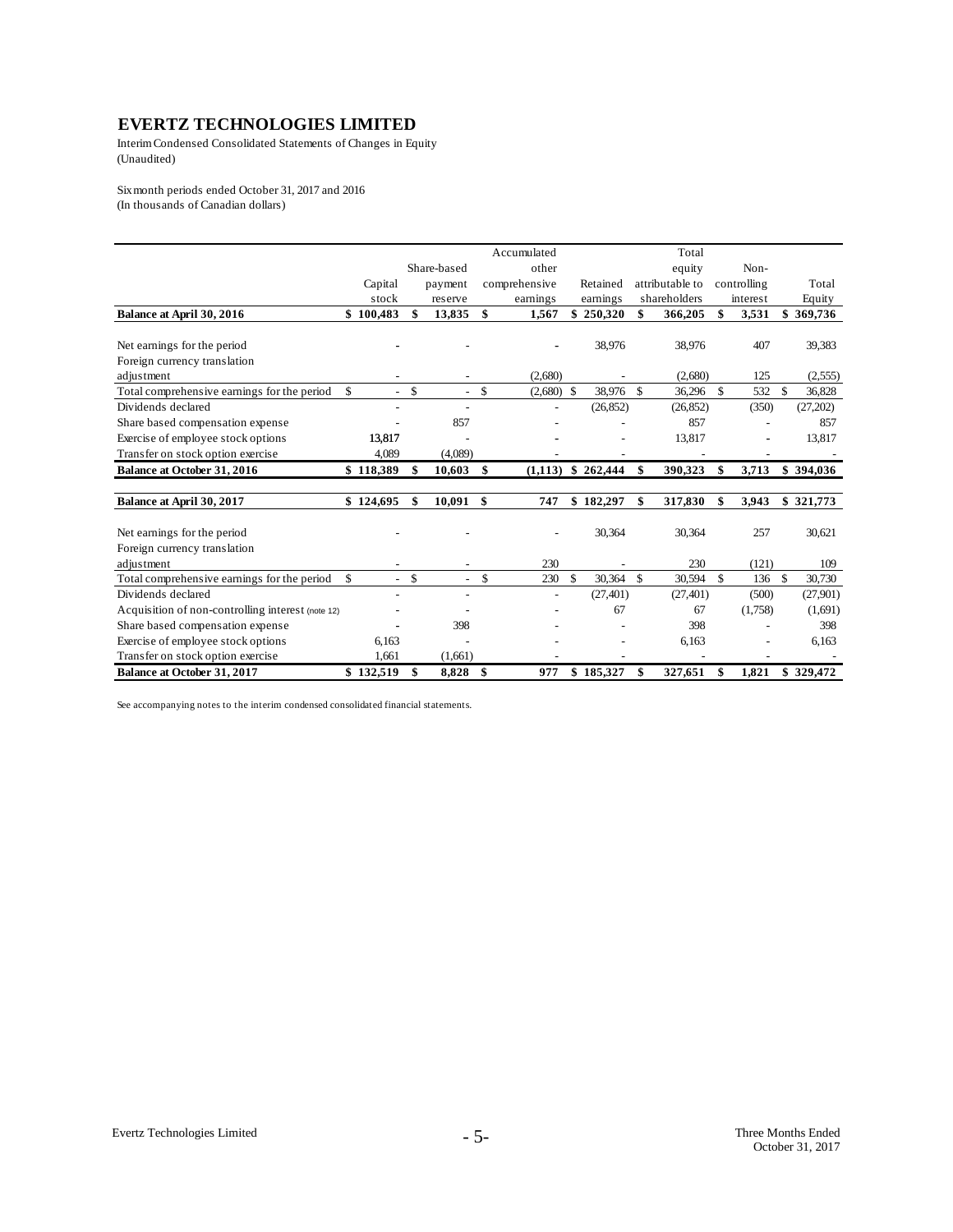# EVERTZ TECHNOLOGIES LIMITED

Interim Condensed Consolidated Statements of Changes in Equity
(Unaudited)

Six month periods ended October 31, 2017 and 2016
(In thousands of Canadian dollars)

| | Capital stock | Share-based payment reserve | Accumulated other comprehensive earnings | Retained earnings | Total equity attributable to shareholders | Non-controlling interest | Total Equity |
|---|---|---|---|---|---|---|---|
| **Balance at April 30, 2016** | **$ 100,483** | **$ 13,835** | **$ 1,567** | **$ 250,320** | **$ 366,205** | **$ 3,531** | **$ 369,736** |
| Net earnings for the period | - | - | - | 38,976 | 38,976 | 407 | 39,383 |
| Foreign currency translation adjustment | - | - | (2,680) | - | (2,680) | 125 | (2,555) |
| Total comprehensive earnings for the period | $ - | $ - | $ (2,680) | $ 38,976 | $ 36,296 | $ 532 | $ 36,828 |
| Dividends declared | - | - | - | (26,852) | (26,852) | (350) | (27,202) |
| Share based compensation expense | - | 857 | - | - | 857 | - | 857 |
| Exercise of employee stock options | 13,817 | - | - | - | 13,817 | - | 13,817 |
| Transfer on stock option exercise | 4,089 | (4,089) | - | - | - | - | - |
| **Balance at October 31, 2016** | **$ 118,389** | **$ 10,603** | **$ (1,113)** | **$ 262,444** | **$ 390,323** | **$ 3,713** | **$ 394,036** |
| | | | | | | | |
| **Balance at April 30, 2017** | **$ 124,695** | **$ 10,091** | **$ 747** | **$ 182,297** | **$ 317,830** | **$ 3,943** | **$ 321,773** |
| Net earnings for the period | - | - | - | 30,364 | 30,364 | 257 | 30,621 |
| Foreign currency translation adjustment | - | - | 230 | - | 230 | (121) | 109 |
| Total comprehensive earnings for the period | $ - | $ - | $ 230 | $ 30,364 | $ 30,594 | $ 136 | $ 30,730 |
| Dividends declared | - | - | - | (27,401) | (27,401) | (500) | (27,901) |
| Acquisition of non-controlling interest (note 12) | - | - | - | 67 | 67 | (1,758) | (1,691) |
| Share based compensation expense | - | 398 | - | - | 398 | - | 398 |
| Exercise of employee stock options | 6,163 | - | - | - | 6,163 | - | 6,163 |
| Transfer on stock option exercise | 1,661 | (1,661) | - | - | - | - | - |
| **Balance at October 31, 2017** | **$ 132,519** | **$ 8,828** | **$ 977** | **$ 185,327** | **$ 327,651** | **$ 1,821** | **$ 329,472** |

See accompanying notes to the interim condensed consolidated financial statements.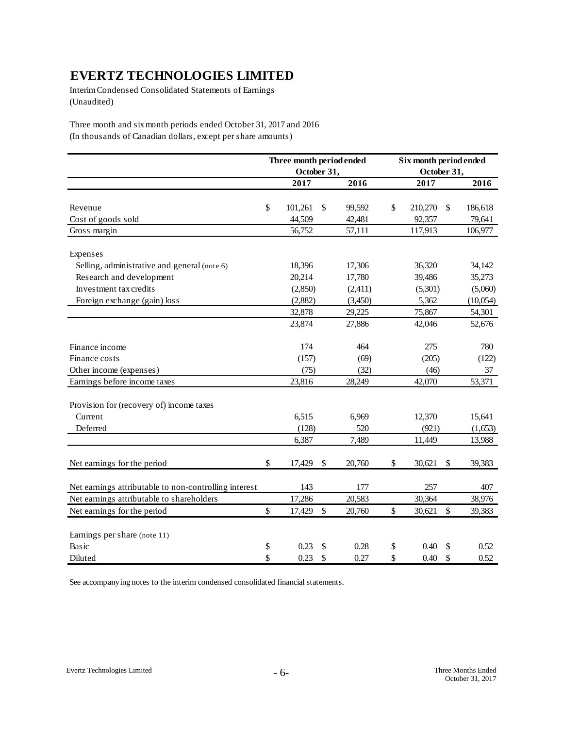# EVERTZ TECHNOLOGIES LIMITED

Interim Condensed Consolidated Statements of Earnings
(Unaudited)

Three month and six month periods ended October 31, 2017 and 2016
(In thousands of Canadian dollars, except per share amounts)

| | Three month period ended October 31, | | Six month period ended October 31, | |
|---|---|---|---|---|
| | **2017** | **2016** | **2017** | **2016** |
| Revenue | $ 101,261 | $ 99,592 | $ 210,270 | $ 186,618 |
| Cost of goods sold | 44,509 | 42,481 | 92,357 | 79,641 |
| Gross margin | 56,752 | 57,111 | 117,913 | 106,977 |
| Expenses | | | | |
| Selling, administrative and general (note 6) | 18,396 | 17,306 | 36,320 | 34,142 |
| Research and development | 20,214 | 17,780 | 39,486 | 35,273 |
| Investment tax credits | (2,850) | (2,411) | (5,301) | (5,060) |
| Foreign exchange (gain) loss | (2,882) | (3,450) | 5,362 | (10,054) |
| | 32,878 | 29,225 | 75,867 | 54,301 |
| | 23,874 | 27,886 | 42,046 | 52,676 |
| Finance income | 174 | 464 | 275 | 780 |
| Finance costs | (157) | (69) | (205) | (122) |
| Other income (expenses) | (75) | (32) | (46) | 37 |
| Earnings before income taxes | 23,816 | 28,249 | 42,070 | 53,371 |
| Provision for (recovery of) income taxes | | | | |
| Current | 6,515 | 6,969 | 12,370 | 15,641 |
| Deferred | (128) | 520 | (921) | (1,653) |
| | 6,387 | 7,489 | 11,449 | 13,988 |
| Net earnings for the period | $ 17,429 | $ 20,760 | $ 30,621 | $ 39,383 |
| Net earnings attributable to non-controlling interest | 143 | 177 | 257 | 407 |
| Net earnings attributable to shareholders | 17,286 | 20,583 | 30,364 | 38,976 |
| Net earnings for the period | $ 17,429 | $ 20,760 | $ 30,621 | $ 39,383 |
| Earnings per share (note 11) | | | | |
| Basic | $ 0.23 | $ 0.28 | $ 0.40 | $ 0.52 |
| Diluted | $ 0.23 | $ 0.27 | $ 0.40 | $ 0.52 |

See accompanying notes to the interim condensed consolidated financial statements.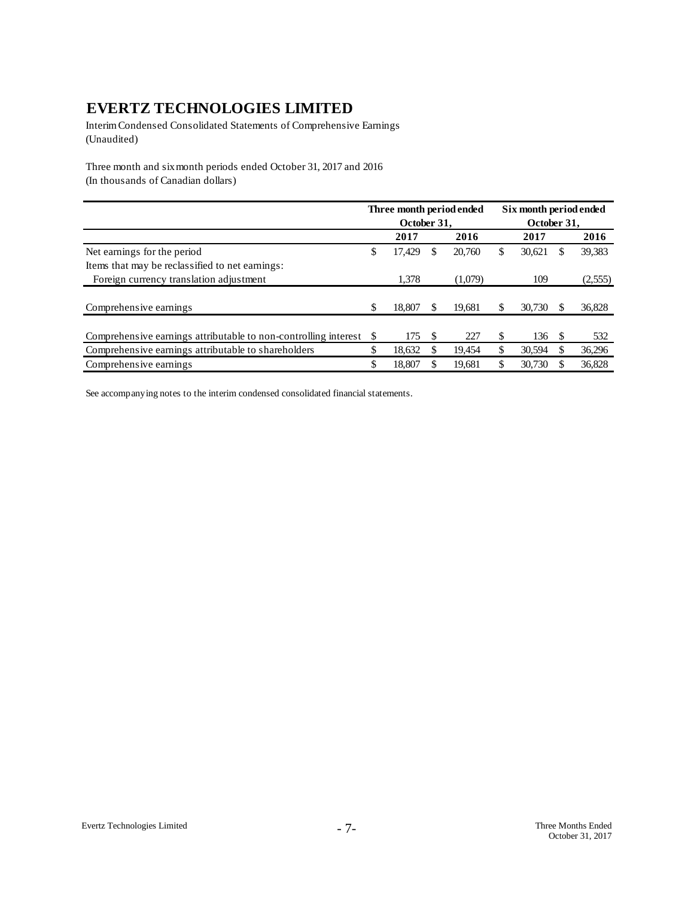# EVERTZ TECHNOLOGIES LIMITED

Interim Condensed Consolidated Statements of Comprehensive Earnings
(Unaudited)

Three month and six month periods ended October 31, 2017 and 2016
(In thousands of Canadian dollars)

| | Three month period ended October 31, | | Six month period ended October 31, | |
|---|---|---|---|---|
| | **2017** | **2016** | **2017** | **2016** |
| Net earnings for the period | $ 17,429 | $ 20,760 | $ 30,621 | $ 39,383 |
| Items that may be reclassified to net earnings: | | | | |
| Foreign currency translation adjustment | 1,378 | (1,079) | 109 | (2,555) |
| Comprehensive earnings | $ 18,807 | $ 19,681 | $ 30,730 | $ 36,828 |
| Comprehensive earnings attributable to non-controlling interest | $ 175 | $ 227 | $ 136 | $ 532 |
| Comprehensive earnings attributable to shareholders | $ 18,632 | $ 19,454 | $ 30,594 | $ 36,296 |
| Comprehensive earnings | $ 18,807 | $ 19,681 | $ 30,730 | $ 36,828 |

See accompanying notes to the interim condensed consolidated financial statements.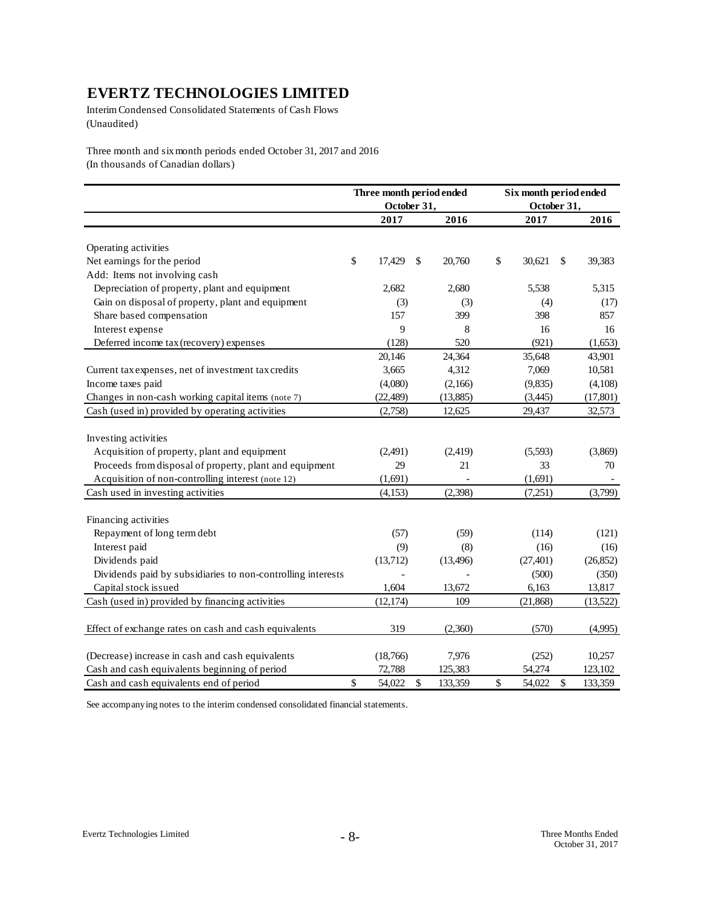# EVERTZ TECHNOLOGIES LIMITED

Interim Condensed Consolidated Statements of Cash Flows
(Unaudited)

Three month and six month periods ended October 31, 2017 and 2016
(In thousands of Canadian dollars)

| | Three month period ended October 31, | | Six month period ended October 31, | |
|---|---|---|---|---|
| | 2017 | 2016 | 2017 | 2016 |
| Operating activities | | | | |
| Net earnings for the period | $ 17,429 | $ 20,760 | $ 30,621 | $ 39,383 |
| Add: Items not involving cash | | | | |
| Depreciation of property, plant and equipment | 2,682 | 2,680 | 5,538 | 5,315 |
| Gain on disposal of property, plant and equipment | (3) | (3) | (4) | (17) |
| Share based compensation | 157 | 399 | 398 | 857 |
| Interest expense | 9 | 8 | 16 | 16 |
| Deferred income tax (recovery) expenses | (128) | 520 | (921) | (1,653) |
| | 20,146 | 24,364 | 35,648 | 43,901 |
| Current tax expenses, net of investment tax credits | 3,665 | 4,312 | 7,069 | 10,581 |
| Income taxes paid | (4,080) | (2,166) | (9,835) | (4,108) |
| Changes in non-cash working capital items (note 7) | (22,489) | (13,885) | (3,445) | (17,801) |
| Cash (used in) provided by operating activities | (2,758) | 12,625 | 29,437 | 32,573 |
| Investing activities | | | | |
| Acquisition of property, plant and equipment | (2,491) | (2,419) | (5,593) | (3,869) |
| Proceeds from disposal of property, plant and equipment | 29 | 21 | 33 | 70 |
| Acquisition of non-controlling interest (note 12) | (1,691) | - | (1,691) | - |
| Cash used in investing activities | (4,153) | (2,398) | (7,251) | (3,799) |
| Financing activities | | | | |
| Repayment of long term debt | (57) | (59) | (114) | (121) |
| Interest paid | (9) | (8) | (16) | (16) |
| Dividends paid | (13,712) | (13,496) | (27,401) | (26,852) |
| Dividends paid by subsidiaries to non-controlling interests | - | - | (500) | (350) |
| Capital stock issued | 1,604 | 13,672 | 6,163 | 13,817 |
| Cash (used in) provided by financing activities | (12,174) | 109 | (21,868) | (13,522) |
| Effect of exchange rates on cash and cash equivalents | 319 | (2,360) | (570) | (4,995) |
| (Decrease) increase in cash and cash equivalents | (18,766) | 7,976 | (252) | 10,257 |
| Cash and cash equivalents beginning of period | 72,788 | 125,383 | 54,274 | 123,102 |
| Cash and cash equivalents end of period | $ 54,022 | $ 133,359 | $ 54,022 | $ 133,359 |

See accompanying notes to the interim condensed consolidated financial statements.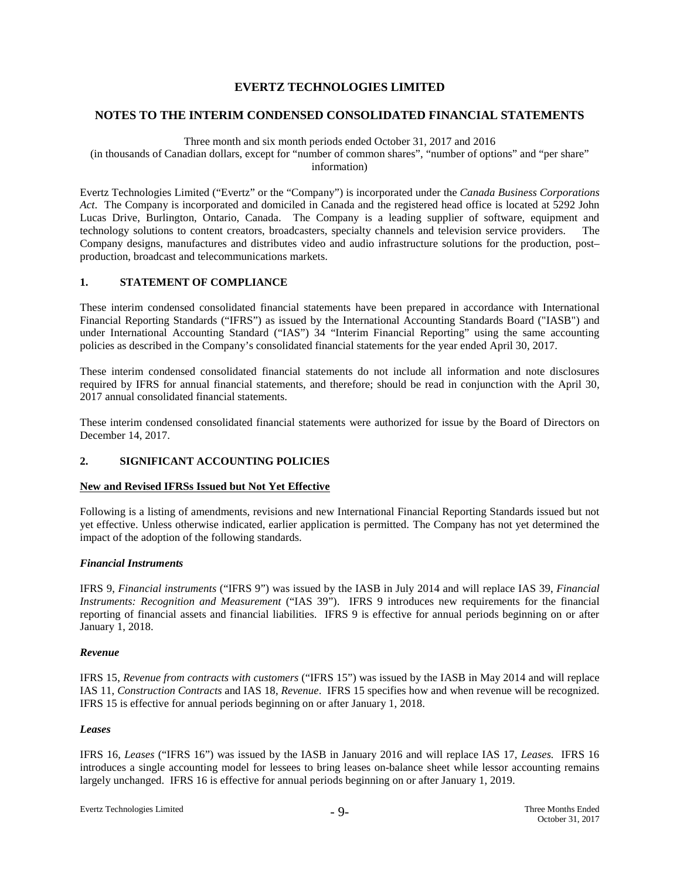# EVERTZ TECHNOLOGIES LIMITED

## NOTES TO THE INTERIM CONDENSED CONSOLIDATED FINANCIAL STATEMENTS

Three month and six month periods ended October 31, 2017 and 2016
(in thousands of Canadian dollars, except for "number of common shares", "number of options" and "per share" information)

Evertz Technologies Limited ("Evertz" or the "Company") is incorporated under the *Canada Business Corporations Act*. The Company is incorporated and domiciled in Canada and the registered head office is located at 5292 John Lucas Drive, Burlington, Ontario, Canada. The Company is a leading supplier of software, equipment and technology solutions to content creators, broadcasters, specialty channels and television service providers. The Company designs, manufactures and distributes video and audio infrastructure solutions for the production, post–production, broadcast and telecommunications markets.

### 1. STATEMENT OF COMPLIANCE

These interim condensed consolidated financial statements have been prepared in accordance with International Financial Reporting Standards ("IFRS") as issued by the International Accounting Standards Board ("IASB") and under International Accounting Standard ("IAS") 34 "Interim Financial Reporting" using the same accounting policies as described in the Company's consolidated financial statements for the year ended April 30, 2017.

These interim condensed consolidated financial statements do not include all information and note disclosures required by IFRS for annual financial statements, and therefore; should be read in conjunction with the April 30, 2017 annual consolidated financial statements.

These interim condensed consolidated financial statements were authorized for issue by the Board of Directors on December 14, 2017.

### 2. SIGNIFICANT ACCOUNTING POLICIES

**New and Revised IFRSs Issued but Not Yet Effective**

Following is a listing of amendments, revisions and new International Financial Reporting Standards issued but not yet effective. Unless otherwise indicated, earlier application is permitted. The Company has not yet determined the impact of the adoption of the following standards.

***Financial Instruments***

IFRS 9, *Financial instruments* ("IFRS 9") was issued by the IASB in July 2014 and will replace IAS 39, *Financial Instruments: Recognition and Measurement* ("IAS 39"). IFRS 9 introduces new requirements for the financial reporting of financial assets and financial liabilities. IFRS 9 is effective for annual periods beginning on or after January 1, 2018.

***Revenue***

IFRS 15, *Revenue from contracts with customers* ("IFRS 15") was issued by the IASB in May 2014 and will replace IAS 11, *Construction Contracts* and IAS 18, *Revenue*. IFRS 15 specifies how and when revenue will be recognized. IFRS 15 is effective for annual periods beginning on or after January 1, 2018.

***Leases***

IFRS 16, *Leases* ("IFRS 16") was issued by the IASB in January 2016 and will replace IAS 17, *Leases.* IFRS 16 introduces a single accounting model for lessees to bring leases on-balance sheet while lessor accounting remains largely unchanged. IFRS 16 is effective for annual periods beginning on or after January 1, 2019.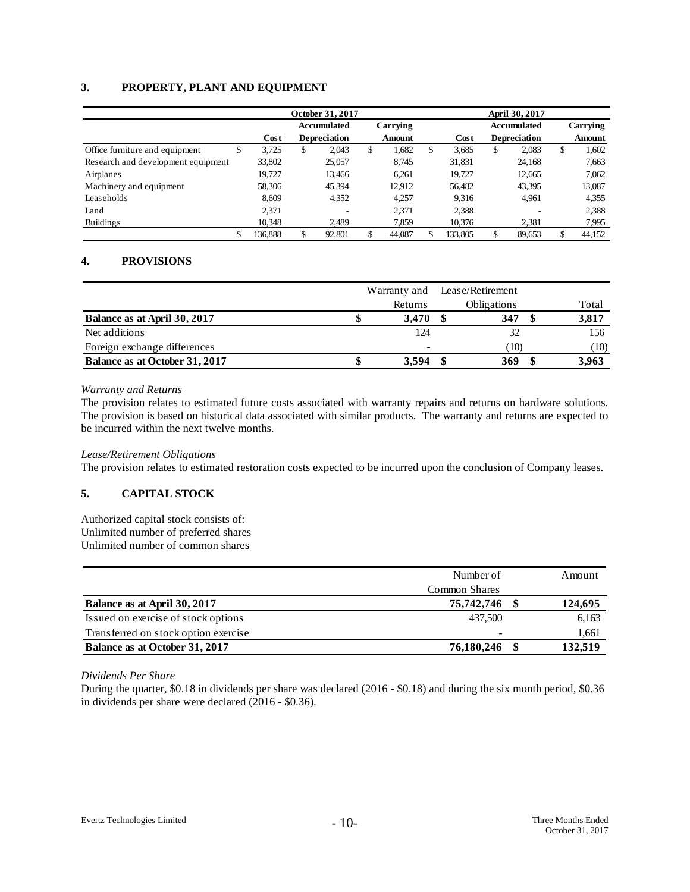## 3. PROPERTY, PLANT AND EQUIPMENT

| | October 31, 2017 | | | April 30, 2017 | | |
|---|---|---|---|---|---|---|
| | Cost | Accumulated Depreciation | Carrying Amount | Cost | Accumulated Depreciation | Carrying Amount |
| Office furniture and equipment | $ 3,725 | $ 2,043 | $ 1,682 | $ 3,685 | $ 2,083 | $ 1,602 |
| Research and development equipment | 33,802 | 25,057 | 8,745 | 31,831 | 24,168 | 7,663 |
| Airplanes | 19,727 | 13,466 | 6,261 | 19,727 | 12,665 | 7,062 |
| Machinery and equipment | 58,306 | 45,394 | 12,912 | 56,482 | 43,395 | 13,087 |
| Leaseholds | 8,609 | 4,352 | 4,257 | 9,316 | 4,961 | 4,355 |
| Land | 2,371 | - | 2,371 | 2,388 | - | 2,388 |
| Buildings | 10,348 | 2,489 | 7,859 | 10,376 | 2,381 | 7,995 |
| | $ 136,888 | $ 92,801 | $ 44,087 | $ 133,805 | $ 89,653 | $ 44,152 |

## 4. PROVISIONS

| | Warranty and Returns | Lease/Retirement Obligations | Total |
|---|---|---|---|
| **Balance as at April 30, 2017** | **$ 3,470** | **$ 347** | **$ 3,817** |
| Net additions | 124 | 32 | 156 |
| Foreign exchange differences | - | (10) | (10) |
| **Balance as at October 31, 2017** | **$ 3,594** | **$ 369** | **$ 3,963** |

*Warranty and Returns*

The provision relates to estimated future costs associated with warranty repairs and returns on hardware solutions. The provision is based on historical data associated with similar products. The warranty and returns are expected to be incurred within the next twelve months.

*Lease/Retirement Obligations*

The provision relates to estimated restoration costs expected to be incurred upon the conclusion of Company leases.

## 5. CAPITAL STOCK

Authorized capital stock consists of:
Unlimited number of preferred shares
Unlimited number of common shares

| | Number of Common Shares | Amount |
|---|---|---|
| **Balance as at April 30, 2017** | **75,742,746** | **$ 124,695** |
| Issued on exercise of stock options | 437,500 | 6,163 |
| Transferred on stock option exercise | - | 1,661 |
| **Balance as at October 31, 2017** | **76,180,246** | **$ 132,519** |

*Dividends Per Share*

During the quarter, $0.18 in dividends per share was declared (2016 - $0.18) and during the six month period, $0.36 in dividends per share were declared (2016 - $0.36).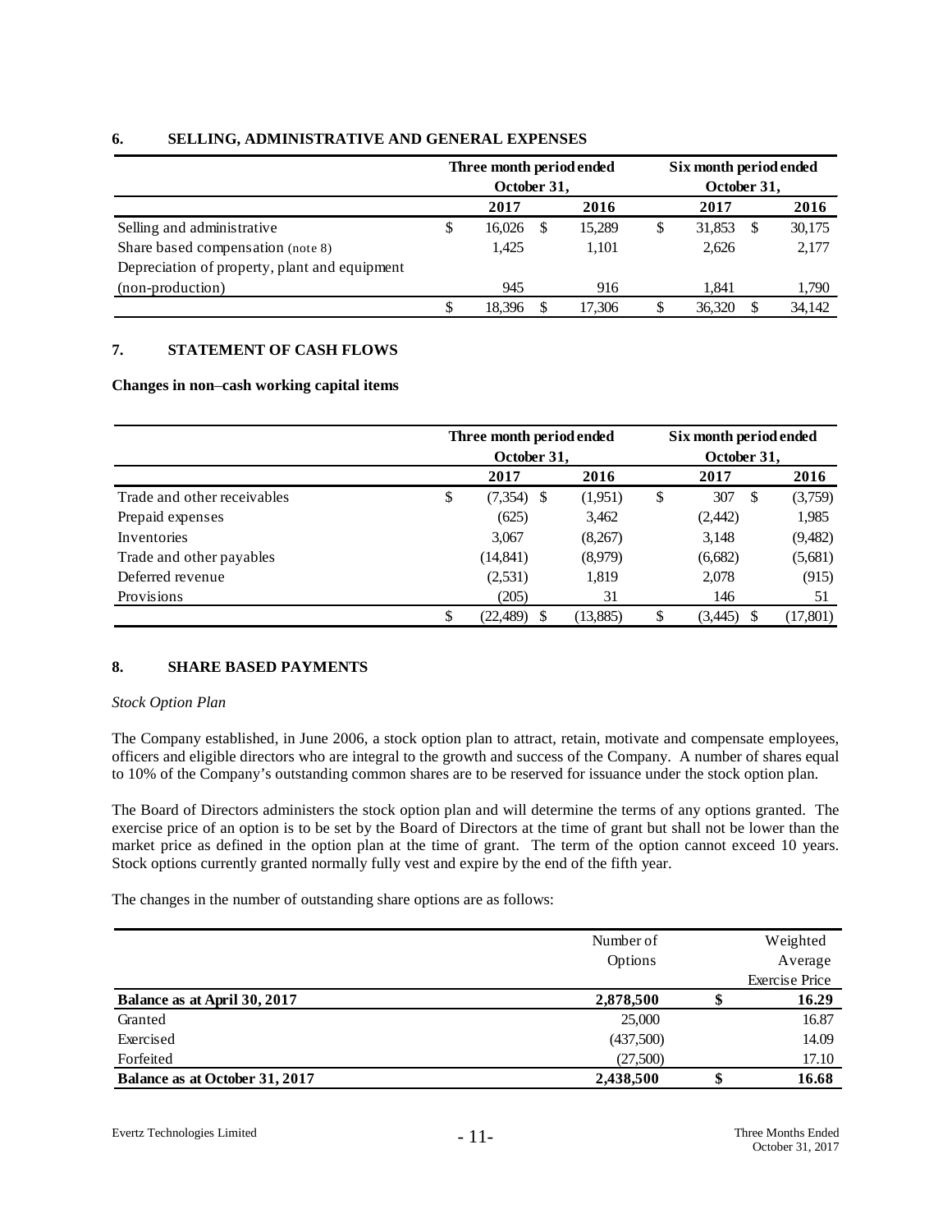## 6. SELLING, ADMINISTRATIVE AND GENERAL EXPENSES

| | Three month period ended October 31, | | Six month period ended October 31, | |
|---|---|---|---|---|
| | 2017 | 2016 | 2017 | 2016 |
| Selling and administrative | $ 16,026 | $ 15,289 | $ 31,853 | $ 30,175 |
| Share based compensation (note 8) | 1,425 | 1,101 | 2,626 | 2,177 |
| Depreciation of property, plant and equipment (non-production) | 945 | 916 | 1,841 | 1,790 |
| | $ 18,396 | $ 17,306 | $ 36,320 | $ 34,142 |

## 7. STATEMENT OF CASH FLOWS

**Changes in non–cash working capital items**

| | Three month period ended October 31, | | Six month period ended October 31, | |
|---|---|---|---|---|
| | 2017 | 2016 | 2017 | 2016 |
| Trade and other receivables | $ (7,354) | $ (1,951) | $ 307 | $ (3,759) |
| Prepaid expenses | (625) | 3,462 | (2,442) | 1,985 |
| Inventories | 3,067 | (8,267) | 3,148 | (9,482) |
| Trade and other payables | (14,841) | (8,979) | (6,682) | (5,681) |
| Deferred revenue | (2,531) | 1,819 | 2,078 | (915) |
| Provisions | (205) | 31 | 146 | 51 |
| | $ (22,489) | $ (13,885) | $ (3,445) | $ (17,801) |

## 8. SHARE BASED PAYMENTS

*Stock Option Plan*

The Company established, in June 2006, a stock option plan to attract, retain, motivate and compensate employees, officers and eligible directors who are integral to the growth and success of the Company. A number of shares equal to 10% of the Company's outstanding common shares are to be reserved for issuance under the stock option plan.

The Board of Directors administers the stock option plan and will determine the terms of any options granted. The exercise price of an option is to be set by the Board of Directors at the time of grant but shall not be lower than the market price as defined in the option plan at the time of grant. The term of the option cannot exceed 10 years. Stock options currently granted normally fully vest and expire by the end of the fifth year.

The changes in the number of outstanding share options are as follows:

| | Number of Options | Weighted Average Exercise Price |
|---|---|---|
| **Balance as at April 30, 2017** | **2,878,500** | **$ 16.29** |
| Granted | 25,000 | 16.87 |
| Exercised | (437,500) | 14.09 |
| Forfeited | (27,500) | 17.10 |
| **Balance as at October 31, 2017** | **2,438,500** | **$ 16.68** |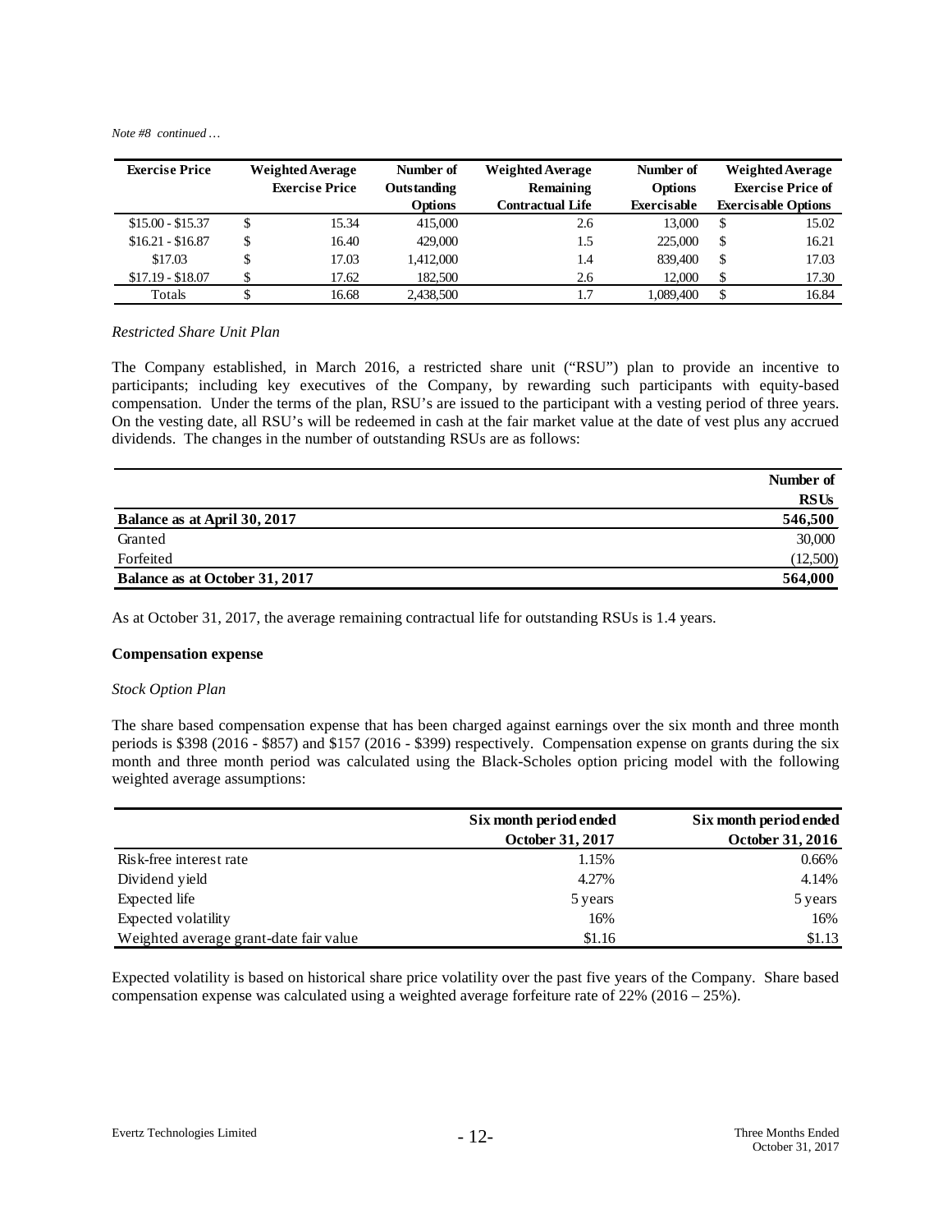*Note #8 continued …*

| Exercise Price | Weighted Average Exercise Price | Number of Outstanding Options | Weighted Average Remaining Contractual Life | Number of Options Exercisable | Weighted Average Exercise Price of Exercisable Options |
|---|---|---|---|---|---|
| $15.00 - $15.37 | $ 15.34 | 415,000 | 2.6 | 13,000 | $ 15.02 |
| $16.21 - $16.87 | $ 16.40 | 429,000 | 1.5 | 225,000 | $ 16.21 |
| $17.03 | $ 17.03 | 1,412,000 | 1.4 | 839,400 | $ 17.03 |
| $17.19 - $18.07 | $ 17.62 | 182,500 | 2.6 | 12,000 | $ 17.30 |
| Totals | $ 16.68 | 2,438,500 | 1.7 | 1,089,400 | $ 16.84 |

*Restricted Share Unit Plan*

The Company established, in March 2016, a restricted share unit ("RSU") plan to provide an incentive to participants; including key executives of the Company, by rewarding such participants with equity-based compensation. Under the terms of the plan, RSU's are issued to the participant with a vesting period of three years. On the vesting date, all RSU's will be redeemed in cash at the fair market value at the date of vest plus any accrued dividends. The changes in the number of outstanding RSUs are as follows:

| | Number of RSUs |
|---|---|
| **Balance as at April 30, 2017** | **546,500** |
| Granted | 30,000 |
| Forfeited | (12,500) |
| **Balance as at October 31, 2017** | **564,000** |

As at October 31, 2017, the average remaining contractual life for outstanding RSUs is 1.4 years.

**Compensation expense**

*Stock Option Plan*

The share based compensation expense that has been charged against earnings over the six month and three month periods is $398 (2016 - $857) and $157 (2016 - $399) respectively. Compensation expense on grants during the six month and three month period was calculated using the Black-Scholes option pricing model with the following weighted average assumptions:

| | Six month period ended October 31, 2017 | Six month period ended October 31, 2016 |
|---|---|---|
| Risk-free interest rate | 1.15% | 0.66% |
| Dividend yield | 4.27% | 4.14% |
| Expected life | 5 years | 5 years |
| Expected volatility | 16% | 16% |
| Weighted average grant-date fair value | $1.16 | $1.13 |

Expected volatility is based on historical share price volatility over the past five years of the Company. Share based compensation expense was calculated using a weighted average forfeiture rate of 22% (2016 – 25%).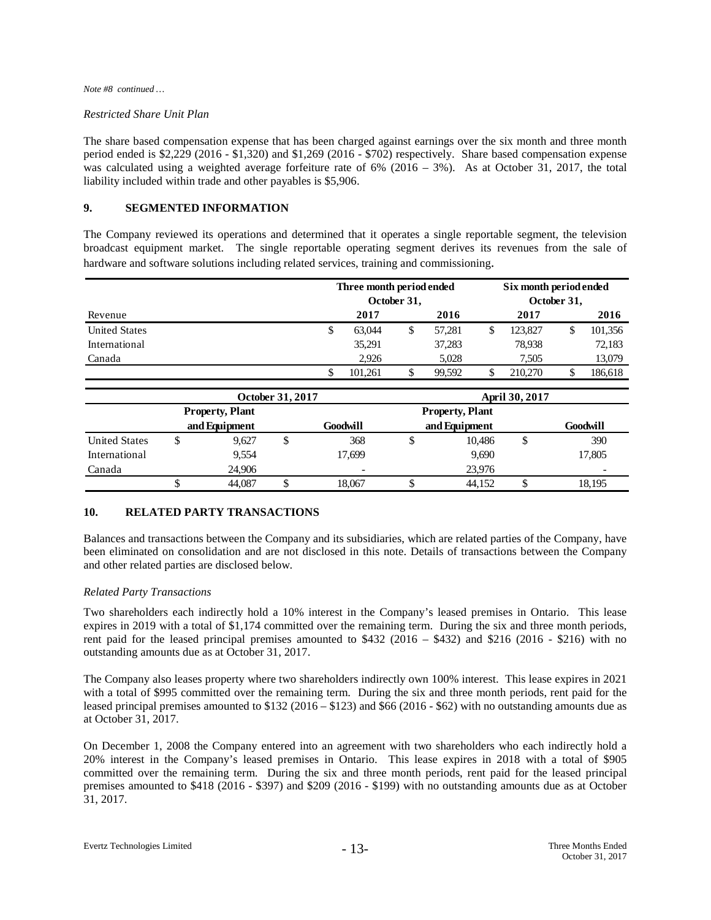*Note #8 continued …*

*Restricted Share Unit Plan*

The share based compensation expense that has been charged against earnings over the six month and three month period ended is $2,229 (2016 - $1,320) and $1,269 (2016 - $702) respectively. Share based compensation expense was calculated using a weighted average forfeiture rate of 6% (2016 – 3%). As at October 31, 2017, the total liability included within trade and other payables is $5,906.

## 9. SEGMENTED INFORMATION

The Company reviewed its operations and determined that it operates a single reportable segment, the television broadcast equipment market. The single reportable operating segment derives its revenues from the sale of hardware and software solutions including related services, training and commissioning.

| | Three month period ended October 31, | | Six month period ended October 31, | |
|---|---|---|---|---|
| Revenue | 2017 | 2016 | 2017 | 2016 |
| United States | $ 63,044 | $ 57,281 | $ 123,827 | $ 101,356 |
| International | 35,291 | 37,283 | 78,938 | 72,183 |
| Canada | 2,926 | 5,028 | 7,505 | 13,079 |
| | $ 101,261 | $ 99,592 | $ 210,270 | $ 186,618 |

| | October 31, 2017 | | April 30, 2017 | |
|---|---|---|---|---|
| | Property, Plant and Equipment | Goodwill | Property, Plant and Equipment | Goodwill |
| United States | $ 9,627 | $ 368 | $ 10,486 | $ 390 |
| International | 9,554 | 17,699 | 9,690 | 17,805 |
| Canada | 24,906 | - | 23,976 | - |
| | $ 44,087 | $ 18,067 | $ 44,152 | $ 18,195 |

## 10. RELATED PARTY TRANSACTIONS

Balances and transactions between the Company and its subsidiaries, which are related parties of the Company, have been eliminated on consolidation and are not disclosed in this note. Details of transactions between the Company and other related parties are disclosed below.

*Related Party Transactions*

Two shareholders each indirectly hold a 10% interest in the Company's leased premises in Ontario. This lease expires in 2019 with a total of $1,174 committed over the remaining term. During the six and three month periods, rent paid for the leased principal premises amounted to $432 (2016 – $432) and $216 (2016 - $216) with no outstanding amounts due as at October 31, 2017.

The Company also leases property where two shareholders indirectly own 100% interest. This lease expires in 2021 with a total of $995 committed over the remaining term. During the six and three month periods, rent paid for the leased principal premises amounted to $132 (2016 – $123) and $66 (2016 - $62) with no outstanding amounts due as at October 31, 2017.

On December 1, 2008 the Company entered into an agreement with two shareholders who each indirectly hold a 20% interest in the Company's leased premises in Ontario. This lease expires in 2018 with a total of $905 committed over the remaining term. During the six and three month periods, rent paid for the leased principal premises amounted to $418 (2016 - $397) and $209 (2016 - $199) with no outstanding amounts due as at October 31, 2017.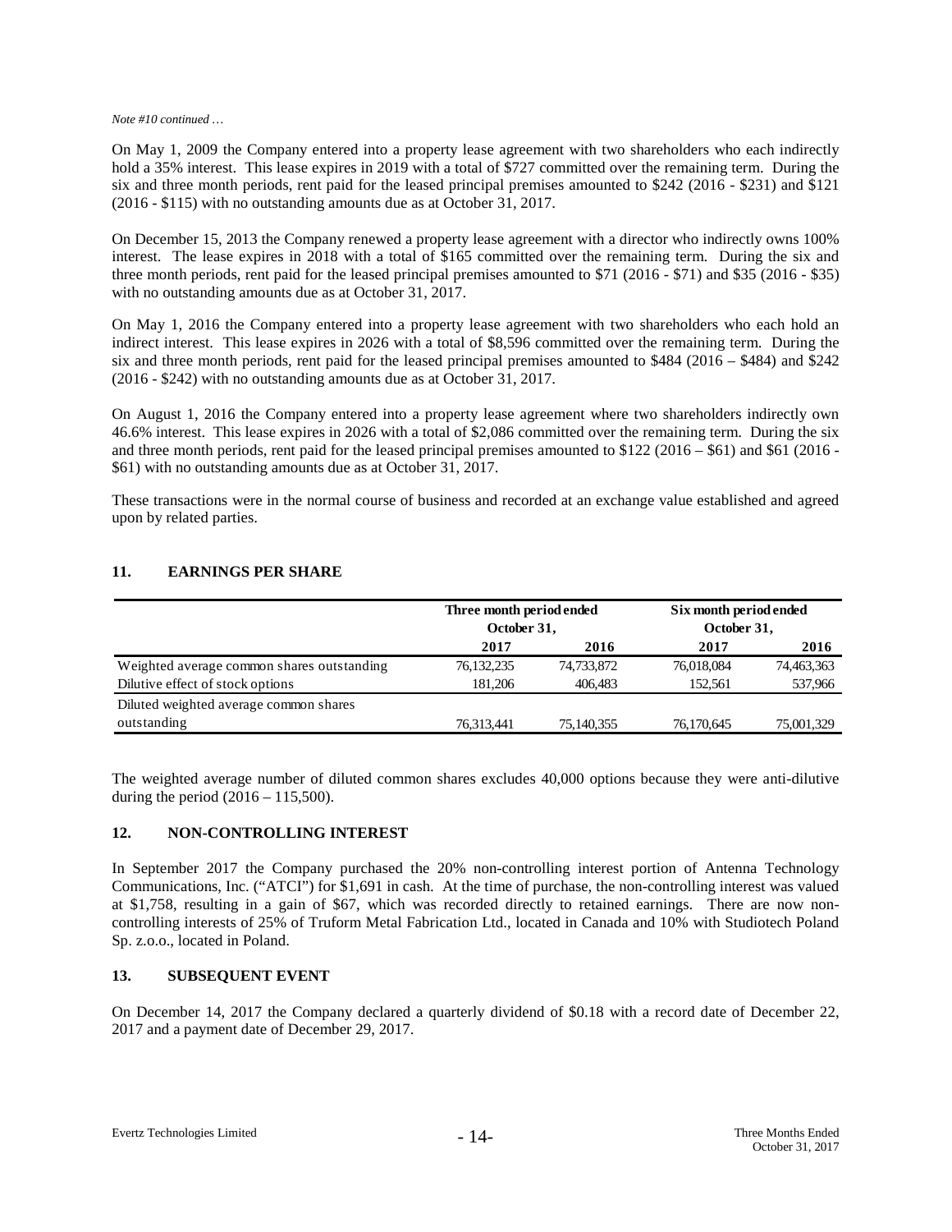*Note #10 continued …*

On May 1, 2009 the Company entered into a property lease agreement with two shareholders who each indirectly hold a 35% interest. This lease expires in 2019 with a total of $727 committed over the remaining term. During the six and three month periods, rent paid for the leased principal premises amounted to $242 (2016 - $231) and $121 (2016 - $115) with no outstanding amounts due as at October 31, 2017.

On December 15, 2013 the Company renewed a property lease agreement with a director who indirectly owns 100% interest. The lease expires in 2018 with a total of $165 committed over the remaining term. During the six and three month periods, rent paid for the leased principal premises amounted to $71 (2016 - $71) and $35 (2016 - $35) with no outstanding amounts due as at October 31, 2017.

On May 1, 2016 the Company entered into a property lease agreement with two shareholders who each hold an indirect interest. This lease expires in 2026 with a total of $8,596 committed over the remaining term. During the six and three month periods, rent paid for the leased principal premises amounted to $484 (2016 – $484) and $242 (2016 - $242) with no outstanding amounts due as at October 31, 2017.

On August 1, 2016 the Company entered into a property lease agreement where two shareholders indirectly own 46.6% interest. This lease expires in 2026 with a total of $2,086 committed over the remaining term. During the six and three month periods, rent paid for the leased principal premises amounted to $122 (2016 – $61) and $61 (2016 - $61) with no outstanding amounts due as at October 31, 2017.

These transactions were in the normal course of business and recorded at an exchange value established and agreed upon by related parties.

## 11. EARNINGS PER SHARE

| | Three month period ended October 31, | | Six month period ended October 31, | |
|---|---|---|---|---|
| | 2017 | 2016 | 2017 | 2016 |
| Weighted average common shares outstanding | 76,132,235 | 74,733,872 | 76,018,084 | 74,463,363 |
| Dilutive effect of stock options | 181,206 | 406,483 | 152,561 | 537,966 |
| Diluted weighted average common shares outstanding | 76,313,441 | 75,140,355 | 76,170,645 | 75,001,329 |

The weighted average number of diluted common shares excludes 40,000 options because they were anti-dilutive during the period (2016 – 115,500).

## 12. NON-CONTROLLING INTEREST

In September 2017 the Company purchased the 20% non-controlling interest portion of Antenna Technology Communications, Inc. ("ATCI") for $1,691 in cash. At the time of purchase, the non-controlling interest was valued at $1,758, resulting in a gain of $67, which was recorded directly to retained earnings. There are now non-controlling interests of 25% of Truform Metal Fabrication Ltd., located in Canada and 10% with Studiotech Poland Sp. z.o.o., located in Poland.

## 13. SUBSEQUENT EVENT

On December 14, 2017 the Company declared a quarterly dividend of $0.18 with a record date of December 22, 2017 and a payment date of December 29, 2017.